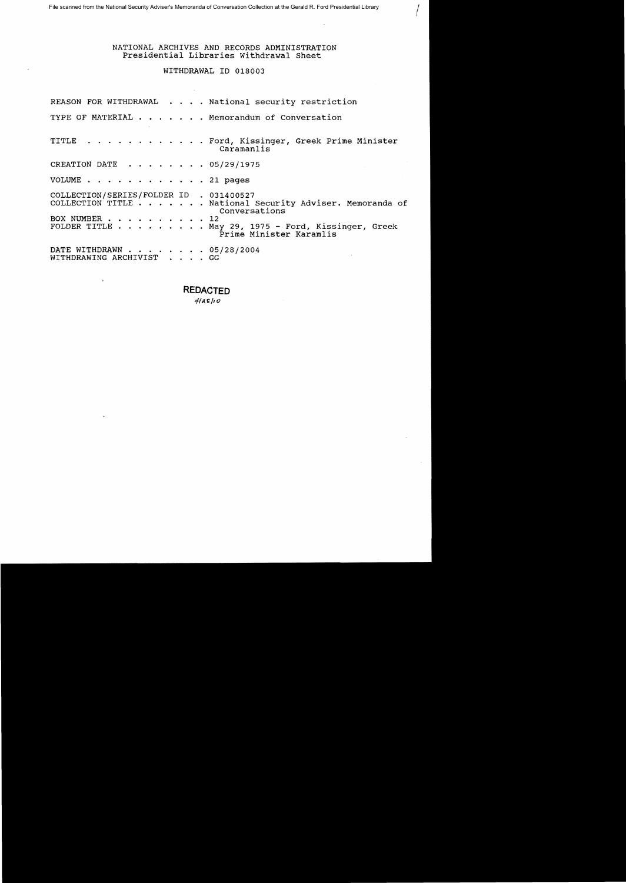File scanned from the National Security Adviser's Memoranda of Conversation Collection at the Gerald R. Ford Presidential Library

NATIONAL ARCHIVES AND RECORDS ADMINISTRATION
Presidential Libraries Withdrawal Sheet

WITHDRAWAL ID 018003

REASON FOR WITHDRAWAL . . . . National security restriction

TYPE OF MATERIAL . . . . . . . Memorandum of Conversation

TITLE . . . . . . . . . . . . Ford, Kissinger, Greek Prime Minister Caramanlis

CREATION DATE . . . . . . . . 05/29/1975

VOLUME . . . . . . . . . . . . 21 pages

COLLECTION/SERIES/FOLDER ID . 031400527
COLLECTION TITLE . . . . . . . National Security Adviser. Memoranda of Conversations
BOX NUMBER . . . . . . . . . . 12
FOLDER TITLE . . . . . . . . . May 29, 1975 - Ford, Kissinger, Greek Prime Minister Karamlis

DATE WITHDRAWN . . . . . . . . 05/28/2004
WITHDRAWING ARCHIVIST . . . . GG

**REDACTED**
4/28/10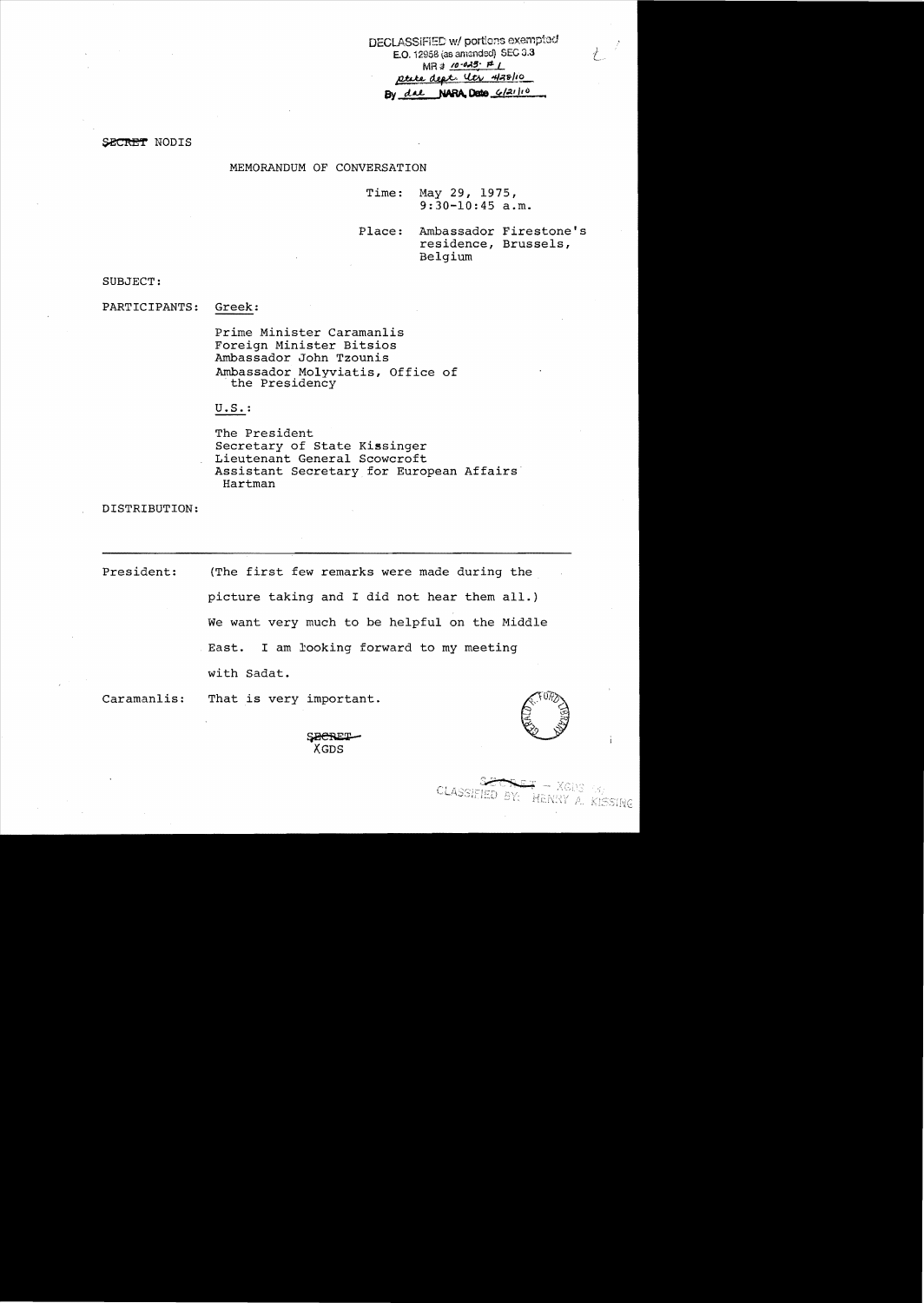DECLASSIFIED w/ portions exempted
E.O. 12958 (as amended) SEC 3.3
MR # 10-025; #1
State dept. ltr 4/28/10
By dal NARA, Date 6/21/10

SECRET NODIS

MEMORANDUM OF CONVERSATION

Time: May 29, 1975, 9:30-10:45 a.m.

Place: Ambassador Firestone's residence, Brussels, Belgium

SUBJECT:

PARTICIPANTS: Greek:

Prime Minister Caramanlis
Foreign Minister Bitsios
Ambassador John Tzounis
Ambassador Molyviatis, Office of the Presidency

U.S.:

The President
Secretary of State Kissinger
Lieutenant General Scowcroft
Assistant Secretary for European Affairs Hartman

DISTRIBUTION:

---

President: (The first few remarks were made during the picture taking and I did not hear them all.) We want very much to be helpful on the Middle East. I am looking forward to my meeting with Sadat.

Caramanlis: That is very important.

SECRET
XGDS

CLASSIFIED BY: HENRY A. KISSING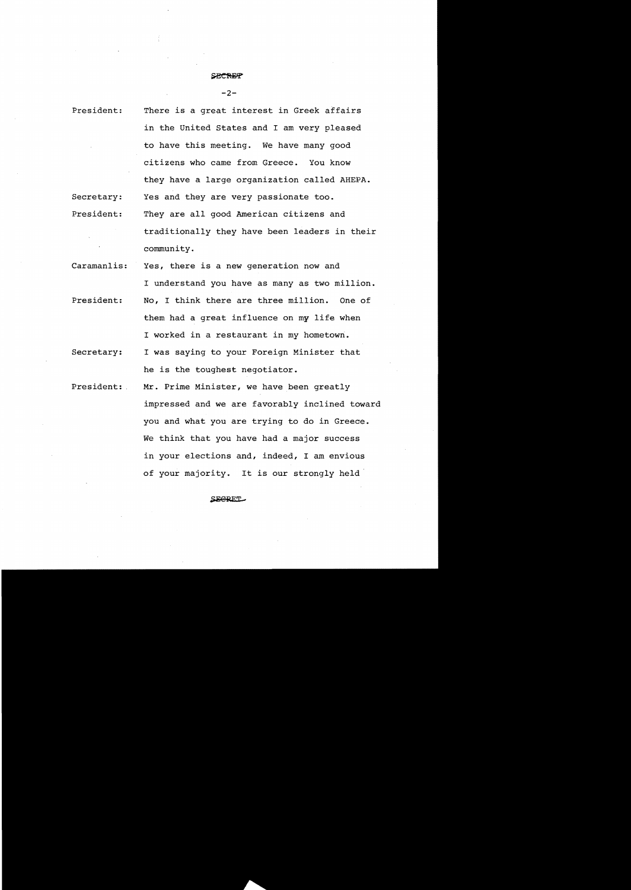SECRET

President: There is a great interest in Greek affairs in the United States and I am very pleased to have this meeting. We have many good citizens who came from Greece. You know they have a large organization called AHEPA.

Secretary: Yes and they are very passionate too.

President: They are all good American citizens and traditionally they have been leaders in their community.

Caramanlis: Yes, there is a new generation now and I understand you have as many as two million.

President: No, I think there are three million. One of them had a great influence on my life when I worked in a restaurant in my hometown.

Secretary: I was saying to your Foreign Minister that he is the toughest negotiator.

President: Mr. Prime Minister, we have been greatly impressed and we are favorably inclined toward you and what you are trying to do in Greece. We think that you have had a major success in your elections and, indeed, I am envious of your majority. It is our strongly held

SECRET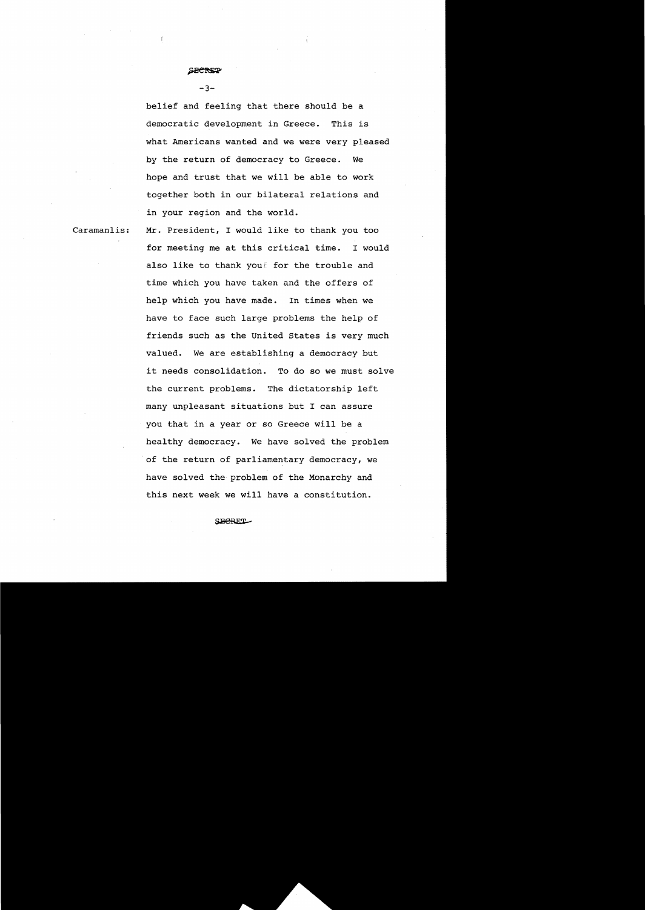SECRET

belief and feeling that there should be a democratic development in Greece. This is what Americans wanted and we were very pleased by the return of democracy to Greece. We hope and trust that we will be able to work together both in our bilateral relations and in your region and the world.

Caramanlis: Mr. President, I would like to thank you too for meeting me at this critical time. I would also like to thank you for the trouble and time which you have taken and the offers of help which you have made. In times when we have to face such large problems the help of friends such as the United States is very much valued. We are establishing a democracy but it needs consolidation. To do so we must solve the current problems. The dictatorship left many unpleasant situations but I can assure you that in a year or so Greece will be a healthy democracy. We have solved the problem of the return of parliamentary democracy, we have solved the problem of the Monarchy and this next week we will have a constitution.

SECRET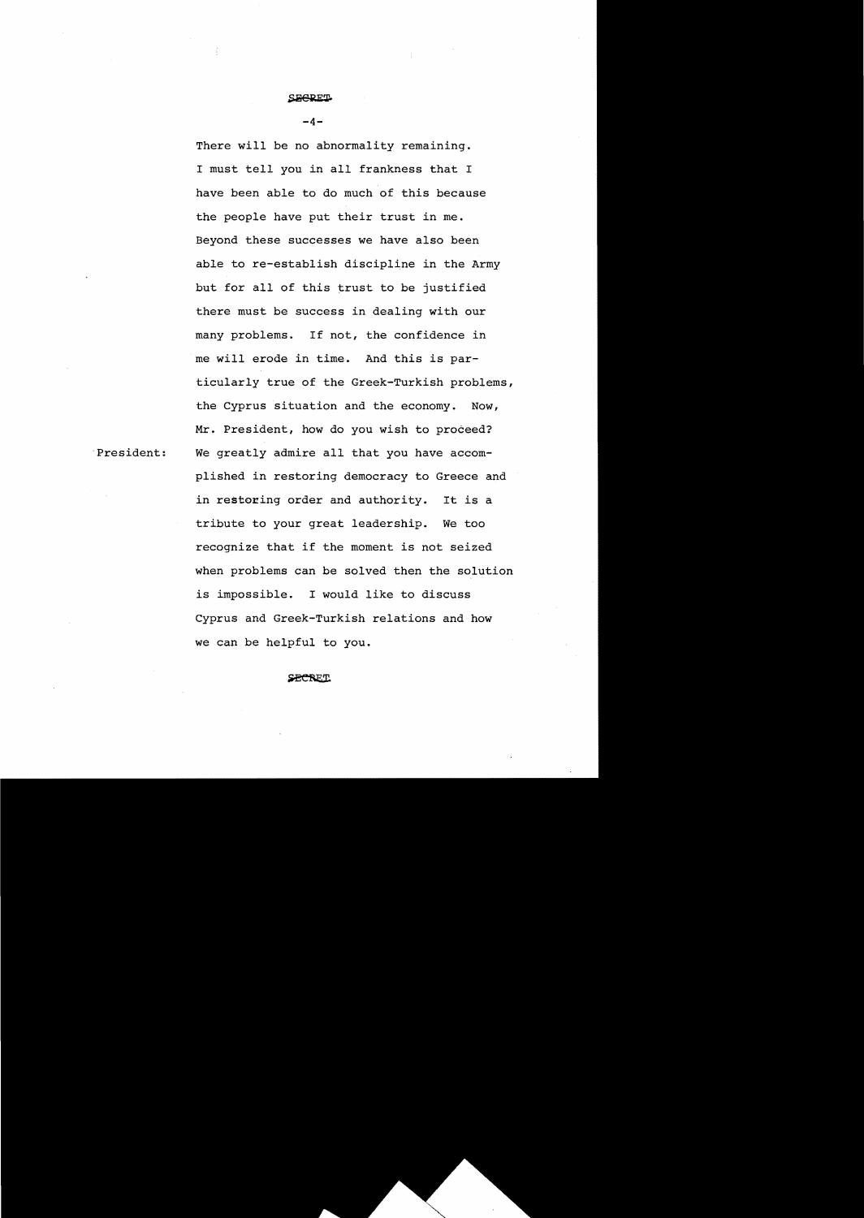SECRET

There will be no abnormality remaining. I must tell you in all frankness that I have been able to do much of this because the people have put their trust in me. Beyond these successes we have also been able to re-establish discipline in the Army but for all of this trust to be justified there must be success in dealing with our many problems. If not, the confidence in me will erode in time. And this is particularly true of the Greek-Turkish problems, the Cyprus situation and the economy. Now, Mr. President, how do you wish to proceed?

President: We greatly admire all that you have accomplished in restoring democracy to Greece and in restoring order and authority. It is a tribute to your great leadership. We too recognize that if the moment is not seized when problems can be solved then the solution is impossible. I would like to discuss Cyprus and Greek-Turkish relations and how we can be helpful to you.

SECRET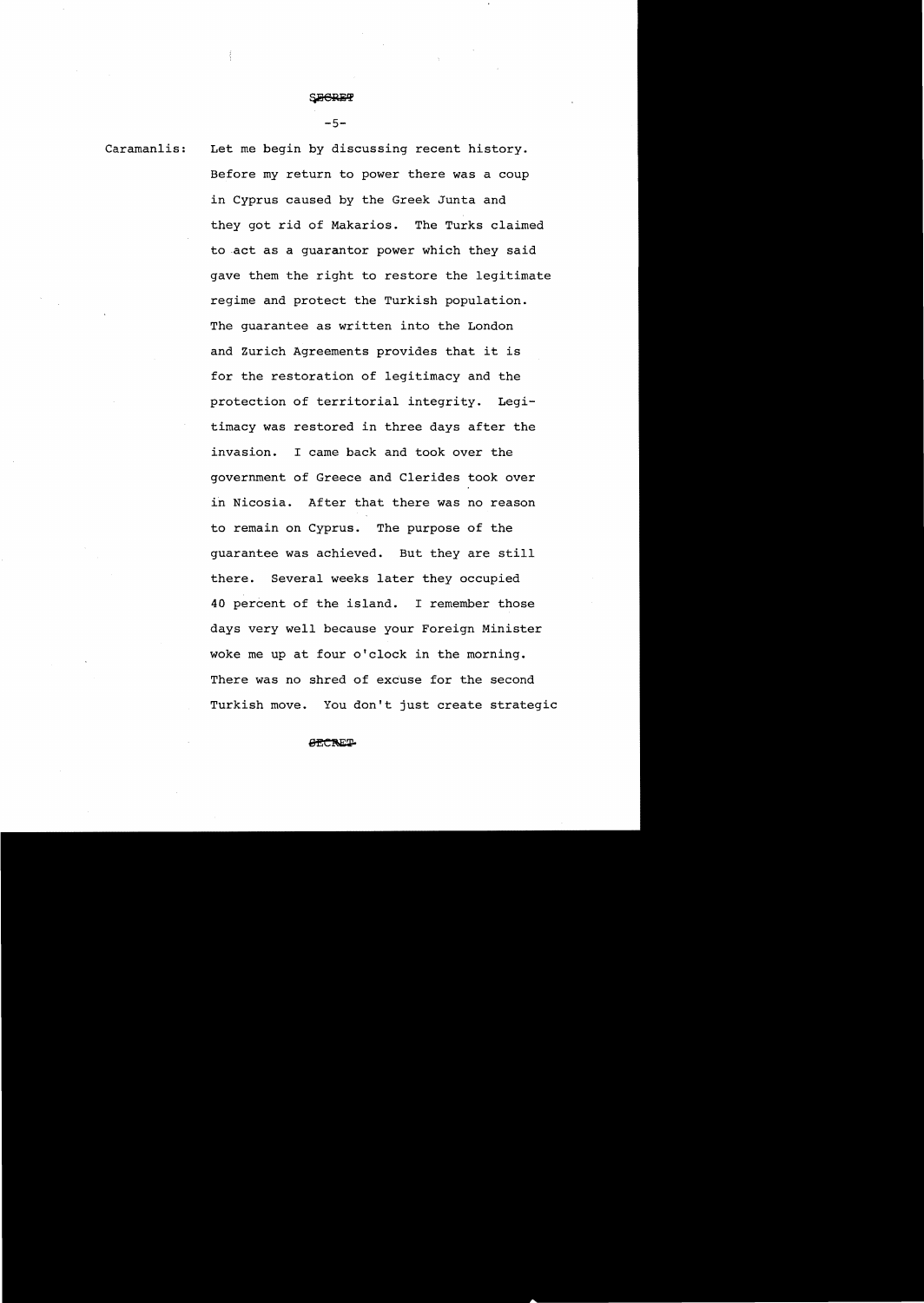SECRET

Caramanlis: Let me begin by discussing recent history. Before my return to power there was a coup in Cyprus caused by the Greek Junta and they got rid of Makarios. The Turks claimed to act as a guarantor power which they said gave them the right to restore the legitimate regime and protect the Turkish population. The guarantee as written into the London and Zurich Agreements provides that it is for the restoration of legitimacy and the protection of territorial integrity. Legitimacy was restored in three days after the invasion. I came back and took over the government of Greece and Clerides took over in Nicosia. After that there was no reason to remain on Cyprus. The purpose of the guarantee was achieved. But they are still there. Several weeks later they occupied 40 percent of the island. I remember those days very well because your Foreign Minister woke me up at four o'clock in the morning. There was no shred of excuse for the second Turkish move. You don't just create strategic

SECRET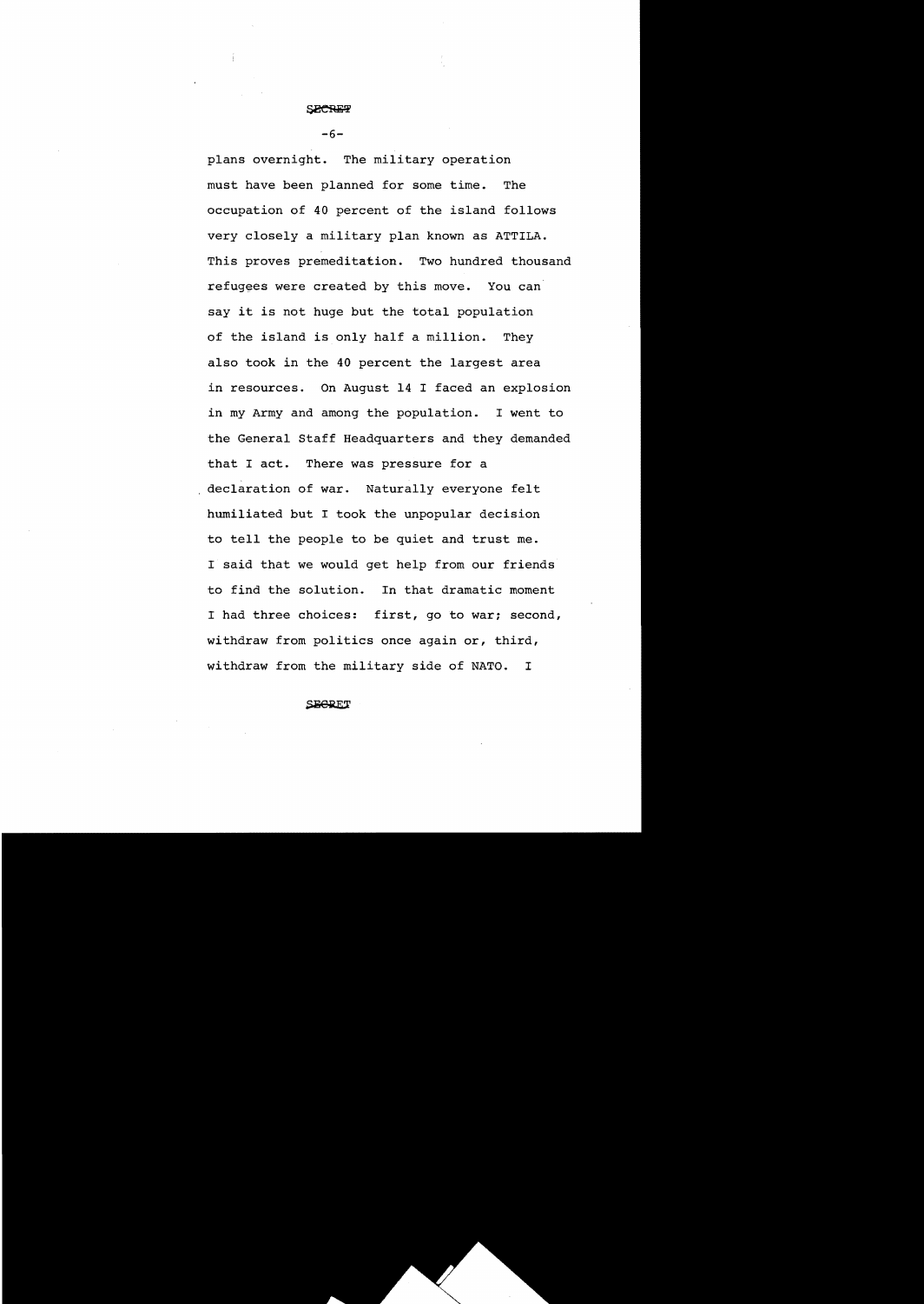SECRET

plans overnight. The military operation must have been planned for some time. The occupation of 40 percent of the island follows very closely a military plan known as ATTILA. This proves premeditation. Two hundred thousand refugees were created by this move. You can say it is not huge but the total population of the island is only half a million. They also took in the 40 percent the largest area in resources. On August 14 I faced an explosion in my Army and among the population. I went to the General Staff Headquarters and they demanded that I act. There was pressure for a declaration of war. Naturally everyone felt humiliated but I took the unpopular decision to tell the people to be quiet and trust me. I said that we would get help from our friends to find the solution. In that dramatic moment I had three choices: first, go to war; second, withdraw from politics once again or, third, withdraw from the military side of NATO. I

SECRET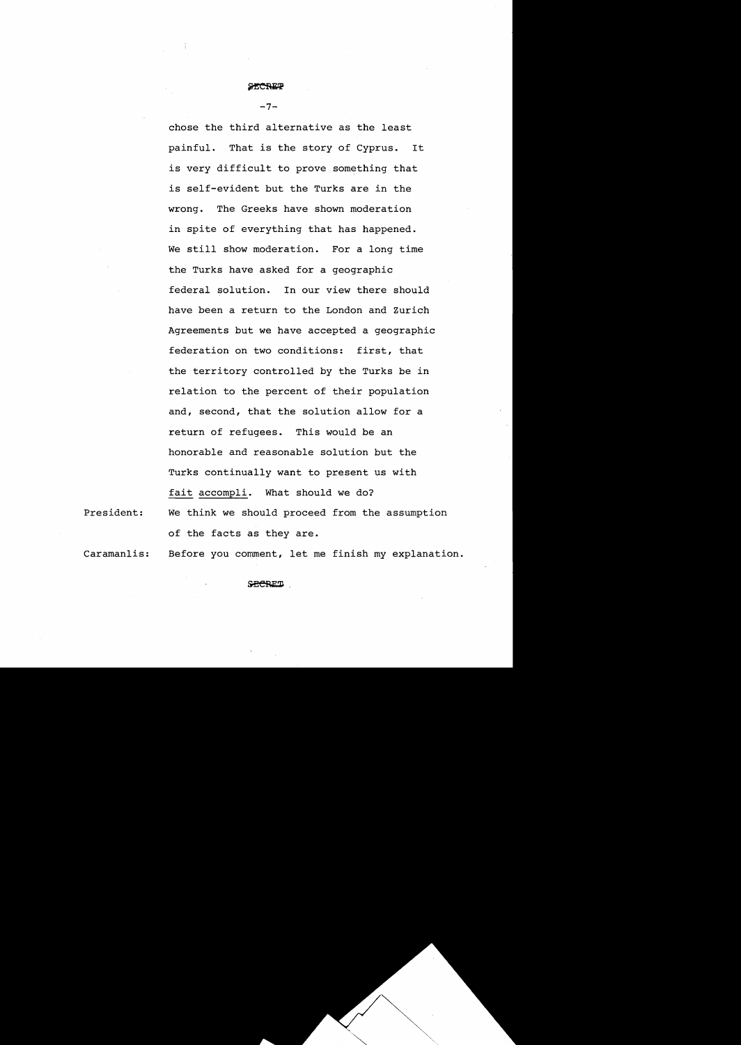SECRET

chose the third alternative as the least painful. That is the story of Cyprus. It is very difficult to prove something that is self-evident but the Turks are in the wrong. The Greeks have shown moderation in spite of everything that has happened. We still show moderation. For a long time the Turks have asked for a geographic federal solution. In our view there should have been a return to the London and Zurich Agreements but we have accepted a geographic federation on two conditions: first, that the territory controlled by the Turks be in relation to the percent of their population and, second, that the solution allow for a return of refugees. This would be an honorable and reasonable solution but the Turks continually want to present us with fait accompli. What should we do?

President: We think we should proceed from the assumption of the facts as they are.

Caramanlis: Before you comment, let me finish my explanation.

SECRET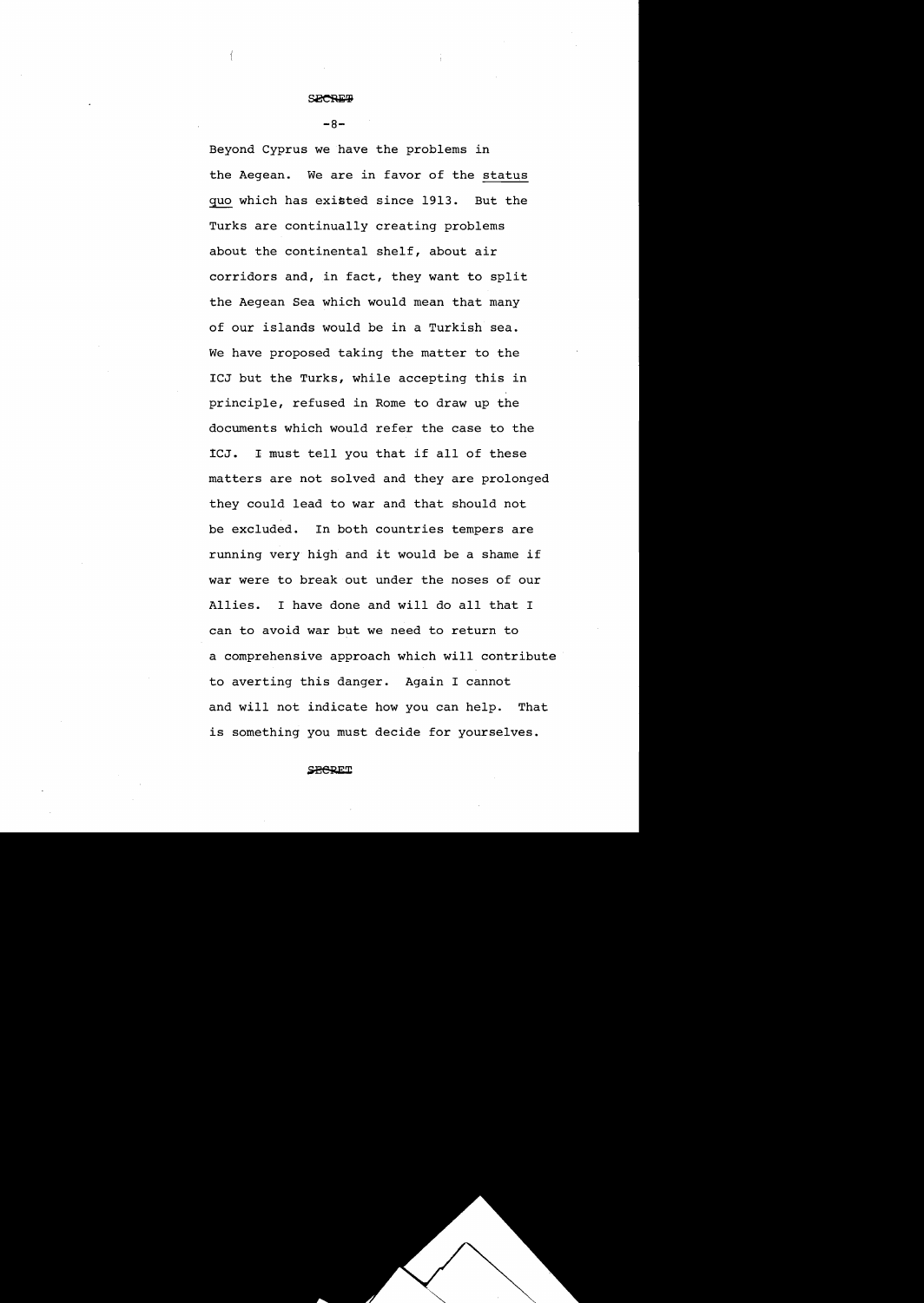SECRET

Beyond Cyprus we have the problems in the Aegean. We are in favor of the status quo which has existed since 1913. But the Turks are continually creating problems about the continental shelf, about air corridors and, in fact, they want to split the Aegean Sea which would mean that many of our islands would be in a Turkish sea. We have proposed taking the matter to the ICJ but the Turks, while accepting this in principle, refused in Rome to draw up the documents which would refer the case to the ICJ. I must tell you that if all of these matters are not solved and they are prolonged they could lead to war and that should not be excluded. In both countries tempers are running very high and it would be a shame if war were to break out under the noses of our Allies. I have done and will do all that I can to avoid war but we need to return to a comprehensive approach which will contribute to averting this danger. Again I cannot and will not indicate how you can help. That is something you must decide for yourselves.

SECRET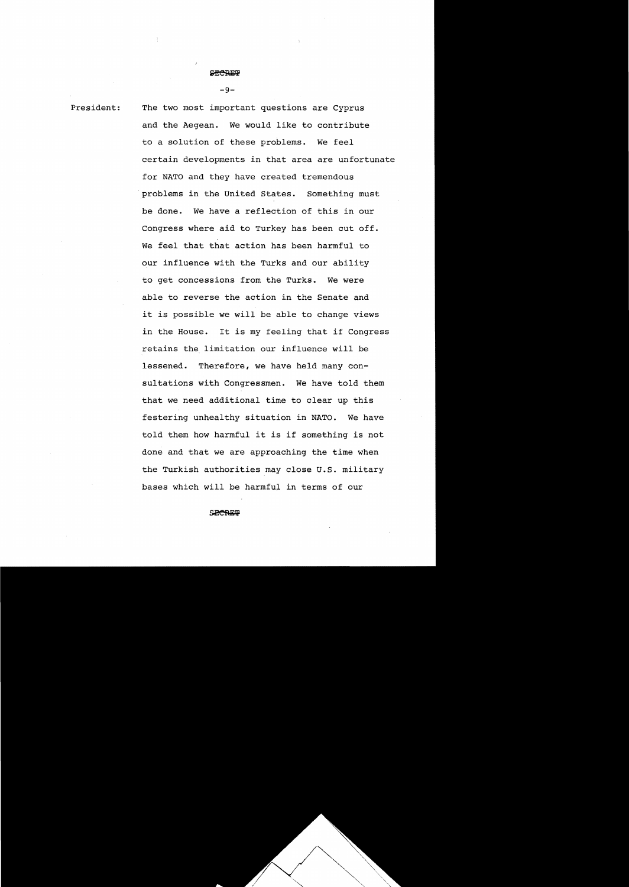SECRET

President: The two most important questions are Cyprus and the Aegean. We would like to contribute to a solution of these problems. We feel certain developments in that area are unfortunate for NATO and they have created tremendous problems in the United States. Something must be done. We have a reflection of this in our Congress where aid to Turkey has been cut off. We feel that that action has been harmful to our influence with the Turks and our ability to get concessions from the Turks. We were able to reverse the action in the Senate and it is possible we will be able to change views in the House. It is my feeling that if Congress retains the limitation our influence will be lessened. Therefore, we have held many consultations with Congressmen. We have told them that we need additional time to clear up this festering unhealthy situation in NATO. We have told them how harmful it is if something is not done and that we are approaching the time when the Turkish authorities may close U.S. military bases which will be harmful in terms of our

SECRET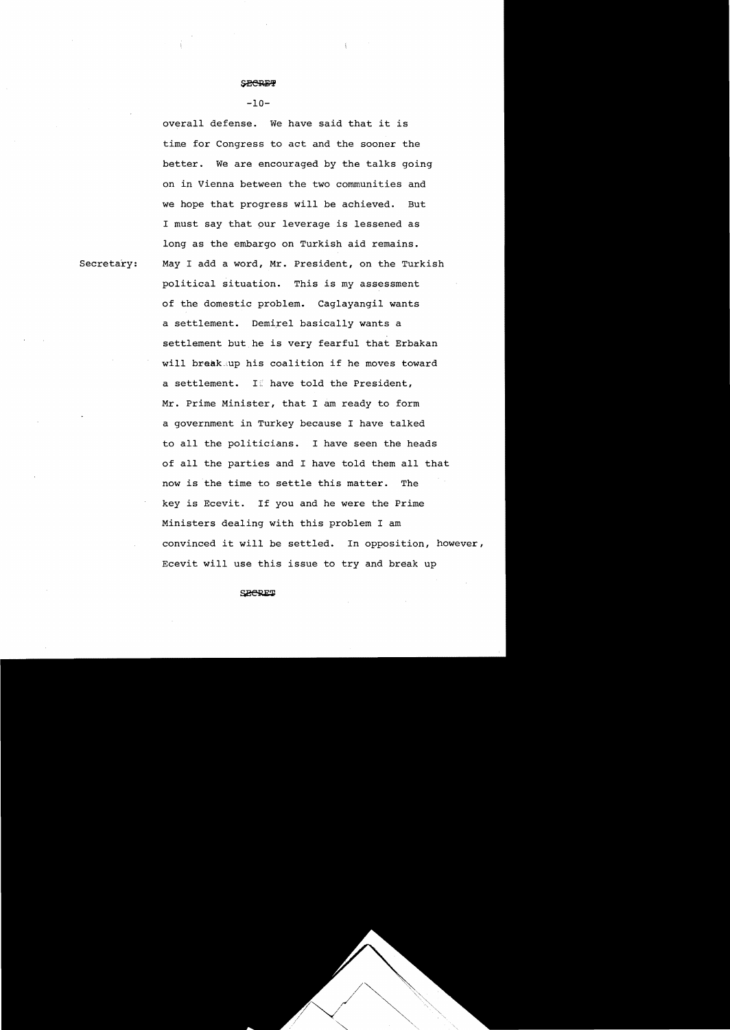SECRET

overall defense. We have said that it is time for Congress to act and the sooner the better. We are encouraged by the talks going on in Vienna between the two communities and we hope that progress will be achieved. But I must say that our leverage is lessened as long as the embargo on Turkish aid remains.

Secretary: May I add a word, Mr. President, on the Turkish political situation. This is my assessment of the domestic problem. Caglayangil wants a settlement. Demirel basically wants a settlement but he is very fearful that Erbakan will break up his coalition if he moves toward a settlement. I have told the President, Mr. Prime Minister, that I am ready to form a government in Turkey because I have talked to all the politicians. I have seen the heads of all the parties and I have told them all that now is the time to settle this matter. The key is Ecevit. If you and he were the Prime Ministers dealing with this problem I am convinced it will be settled. In opposition, however, Ecevit will use this issue to try and break up

SECRET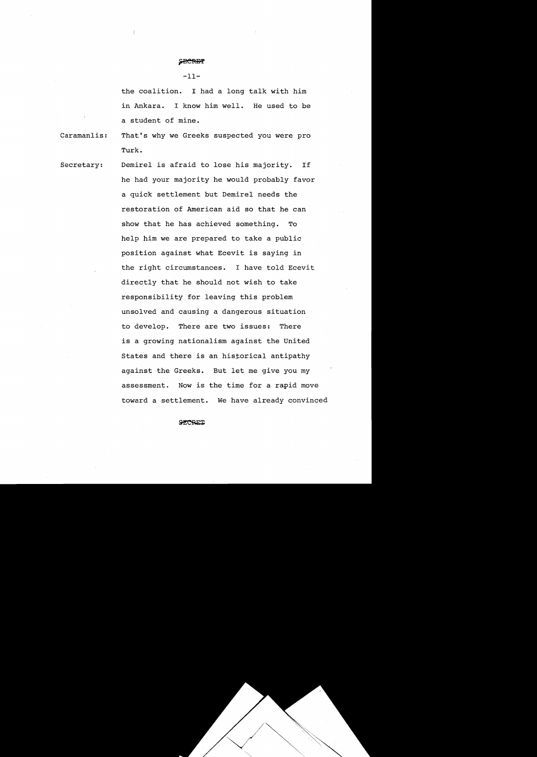SECRET

the coalition. I had a long talk with him in Ankara. I know him well. He used to be a student of mine.

**Caramanlis:** That's why we Greeks suspected you were pro Turk.

**Secretary:** Demirel is afraid to lose his majority. If he had your majority he would probably favor a quick settlement but Demirel needs the restoration of American aid so that he can show that he has achieved something. To help him we are prepared to take a public position against what Ecevit is saying in the right circumstances. I have told Ecevit directly that he should not wish to take responsibility for leaving this problem unsolved and causing a dangerous situation to develop. There are two issues: There is a growing nationalism against the United States and there is an historical antipathy against the Greeks. But let me give you my assessment. Now is the time for a rapid move toward a settlement. We have already convinced

SECRET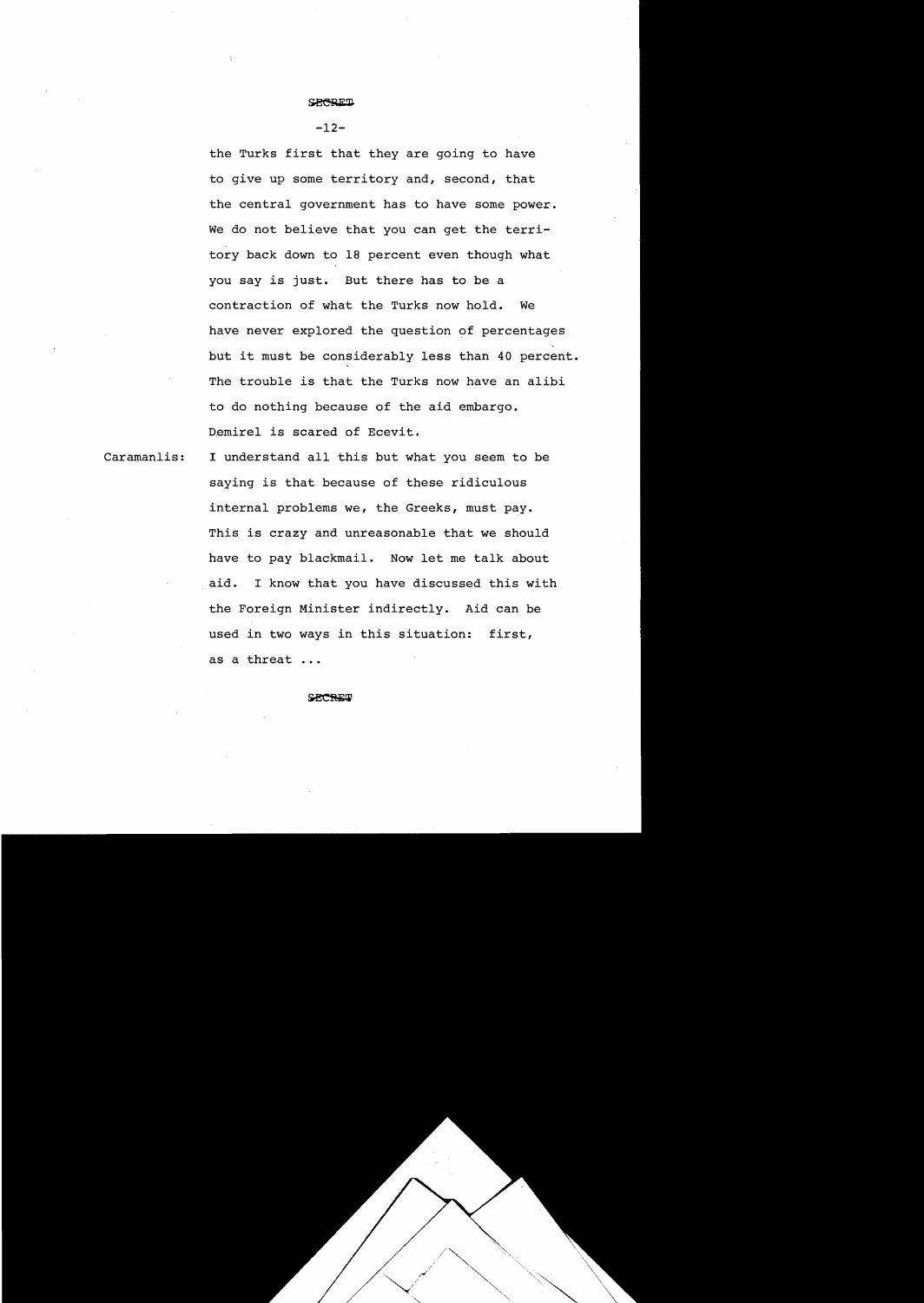SECRET

the Turks first that they are going to have to give up some territory and, second, that the central government has to have some power. We do not believe that you can get the territory back down to 18 percent even though what you say is just. But there has to be a contraction of what the Turks now hold. We have never explored the question of percentages but it must be considerably less than 40 percent. The trouble is that the Turks now have an alibi to do nothing because of the aid embargo. Demirel is scared of Ecevit.

Caramanlis: I understand all this but what you seem to be saying is that because of these ridiculous internal problems we, the Greeks, must pay. This is crazy and unreasonable that we should have to pay blackmail. Now let me talk about aid. I know that you have discussed this with the Foreign Minister indirectly. Aid can be used in two ways in this situation: first, as a threat ...

SECRET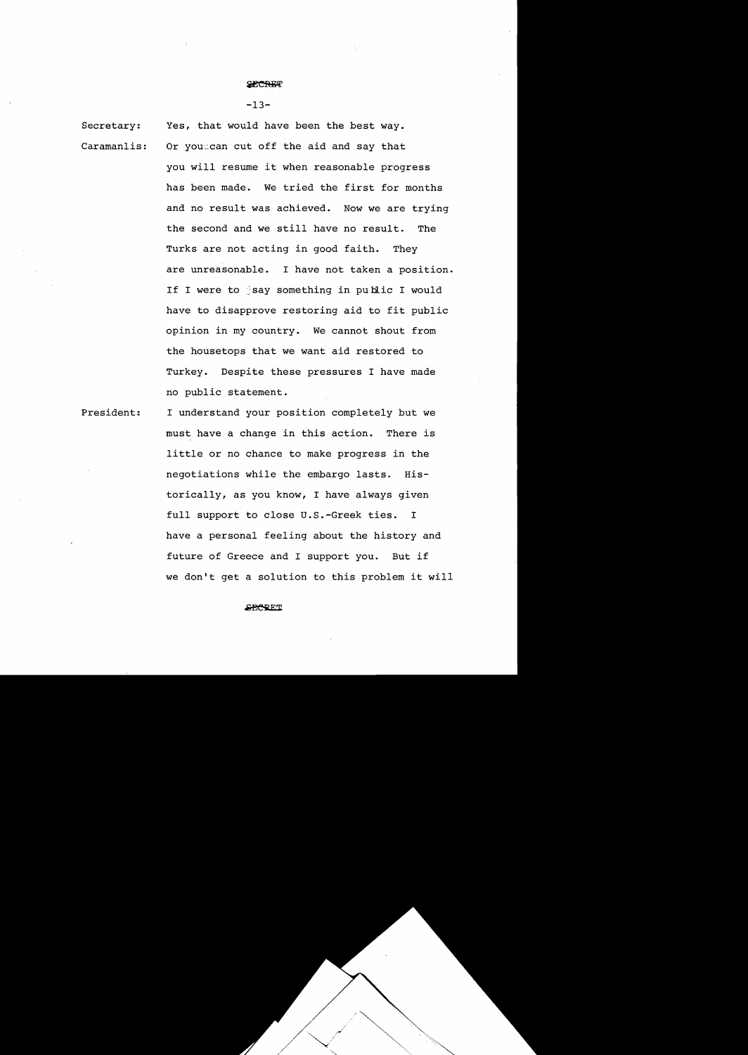SECRET

Secretary: Yes, that would have been the best way.

Caramanlis: Or you can cut off the aid and say that you will resume it when reasonable progress has been made. We tried the first for months and no result was achieved. Now we are trying the second and we still have no result. The Turks are not acting in good faith. They are unreasonable. I have not taken a position. If I were to say something in public I would have to disapprove restoring aid to fit public opinion in my country. We cannot shout from the housetops that we want aid restored to Turkey. Despite these pressures I have made no public statement.

President: I understand your position completely but we must have a change in this action. There is little or no chance to make progress in the negotiations while the embargo lasts. Historically, as you know, I have always given full support to close U.S.-Greek ties. I have a personal feeling about the history and future of Greece and I support you. But if we don't get a solution to this problem it will

SECRET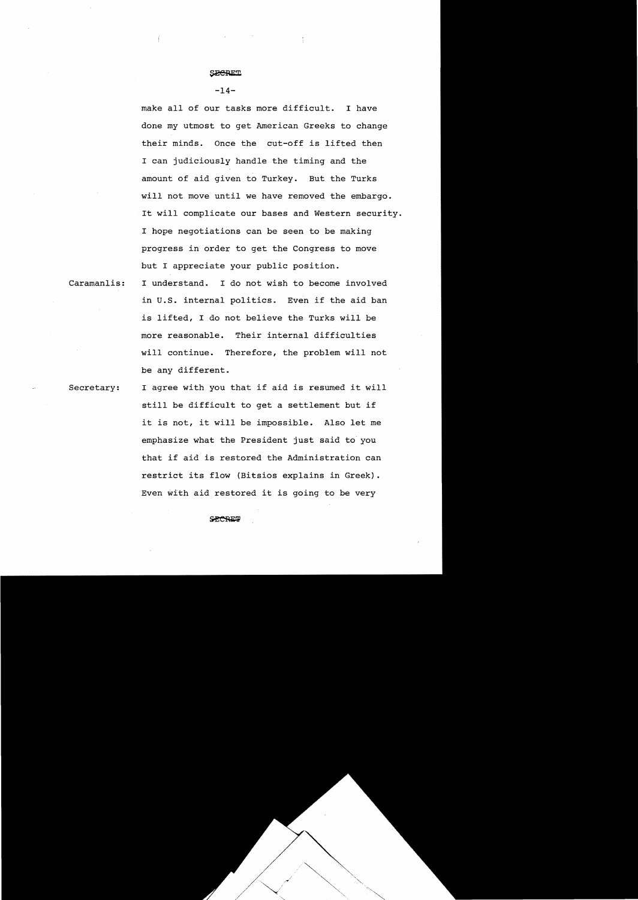SECRET

make all of our tasks more difficult. I have done my utmost to get American Greeks to change their minds. Once the cut-off is lifted then I can judiciously handle the timing and the amount of aid given to Turkey. But the Turks will not move until we have removed the embargo. It will complicate our bases and Western security. I hope negotiations can be seen to be making progress in order to get the Congress to move but I appreciate your public position.

Caramanlis: I understand. I do not wish to become involved in U.S. internal politics. Even if the aid ban is lifted, I do not believe the Turks will be more reasonable. Their internal difficulties will continue. Therefore, the problem will not be any different.

Secretary: I agree with you that if aid is resumed it will still be difficult to get a settlement but if it is not, it will be impossible. Also let me emphasize what the President just said to you that if aid is restored the Administration can restrict its flow (Bitsios explains in Greek). Even with aid restored it is going to be very

SECRET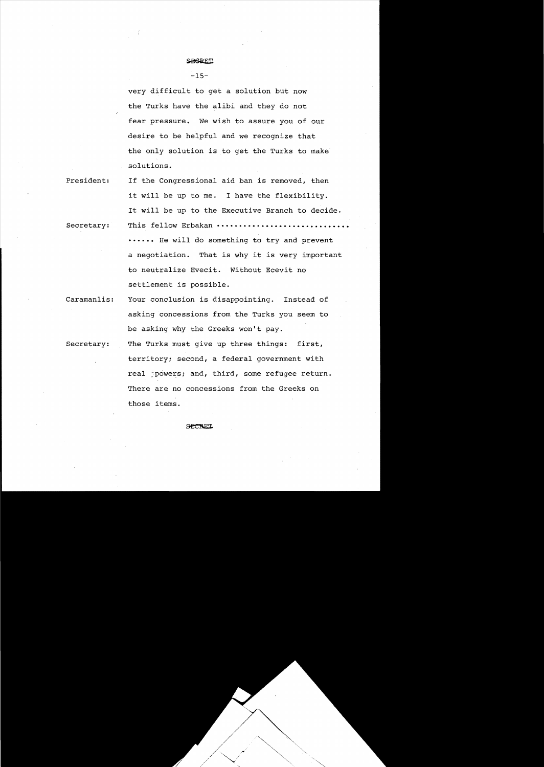SECRET

very difficult to get a solution but now the Turks have the alibi and they do not fear pressure. We wish to assure you of our desire to be helpful and we recognize that the only solution is to get the Turks to make solutions.

President: If the Congressional aid ban is removed, then it will be up to me. I have the flexibility. It will be up to the Executive Branch to decide.

Secretary: This fellow Erbakan .............................. ...... He will do something to try and prevent a negotiation. That is why it is very important to neutralize Evecit. Without Ecevit no settlement is possible.

Caramanlis: Your conclusion is disappointing. Instead of asking concessions from the Turks you seem to be asking why the Greeks won't pay.

Secretary: The Turks must give up three things: first, territory; second, a federal government with real powers; and, third, some refugee return. There are no concessions from the Greeks on those items.

SECRET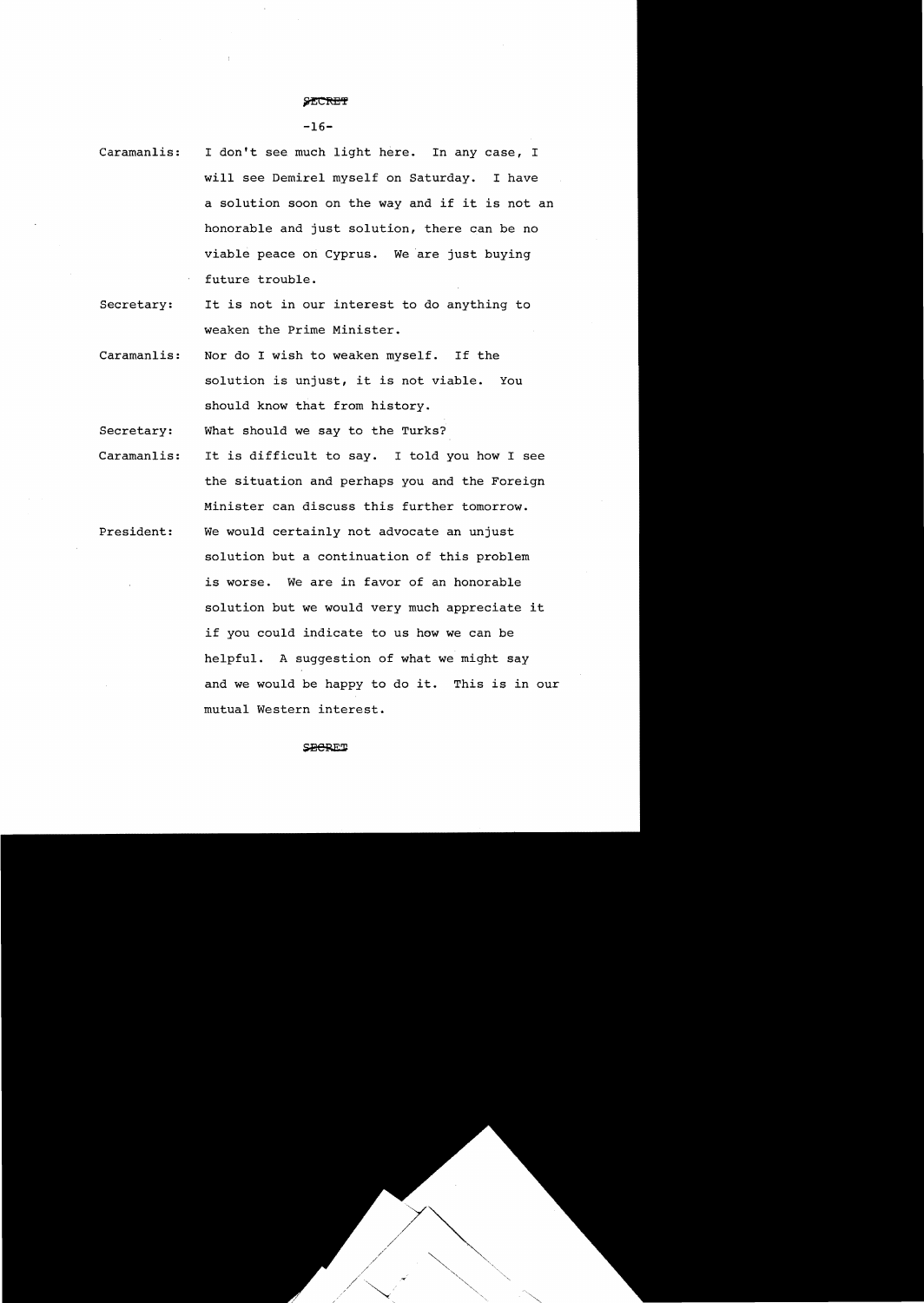SECRET

Caramanlis: I don't see much light here. In any case, I will see Demirel myself on Saturday. I have a solution soon on the way and if it is not an honorable and just solution, there can be no viable peace on Cyprus. We are just buying future trouble.

Secretary: It is not in our interest to do anything to weaken the Prime Minister.

Caramanlis: Nor do I wish to weaken myself. If the solution is unjust, it is not viable. You should know that from history.

Secretary: What should we say to the Turks?

Caramanlis: It is difficult to say. I told you how I see the situation and perhaps you and the Foreign Minister can discuss this further tomorrow.

President: We would certainly not advocate an unjust solution but a continuation of this problem is worse. We are in favor of an honorable solution but we would very much appreciate it if you could indicate to us how we can be helpful. A suggestion of what we might say and we would be happy to do it. This is in our mutual Western interest.

SECRET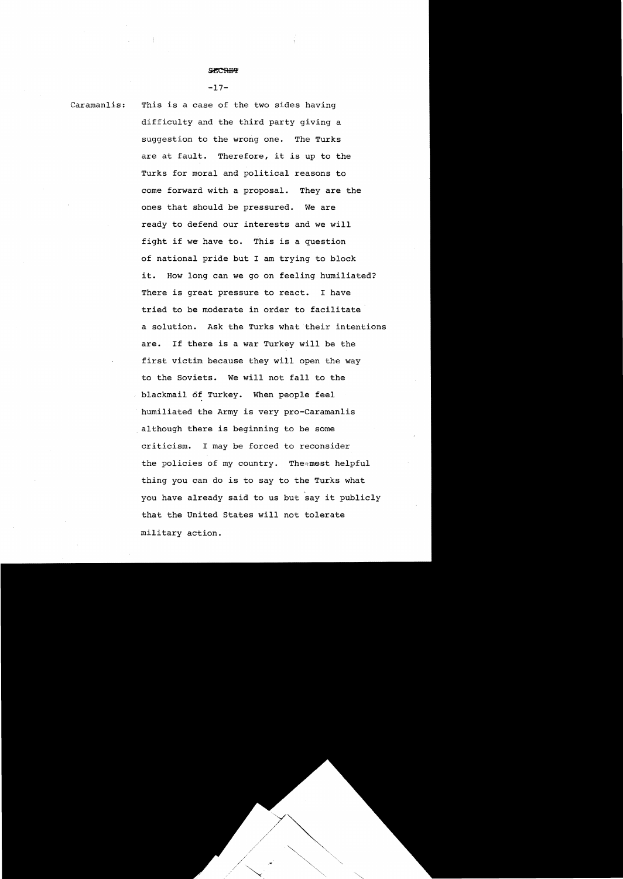SECRET

Caramanlis: This is a case of the two sides having difficulty and the third party giving a suggestion to the wrong one. The Turks are at fault. Therefore, it is up to the Turks for moral and political reasons to come forward with a proposal. They are the ones that should be pressured. We are ready to defend our interests and we will fight if we have to. This is a question of national pride but I am trying to block it. How long can we go on feeling humiliated? There is great pressure to react. I have tried to be moderate in order to facilitate a solution. Ask the Turks what their intentions are. If there is a war Turkey will be the first victim because they will open the way to the Soviets. We will not fall to the blackmail of Turkey. When people feel humiliated the Army is very pro-Caramanlis although there is beginning to be some criticism. I may be forced to reconsider the policies of my country. The most helpful thing you can do is to say to the Turks what you have already said to us but say it publicly that the United States will not tolerate military action.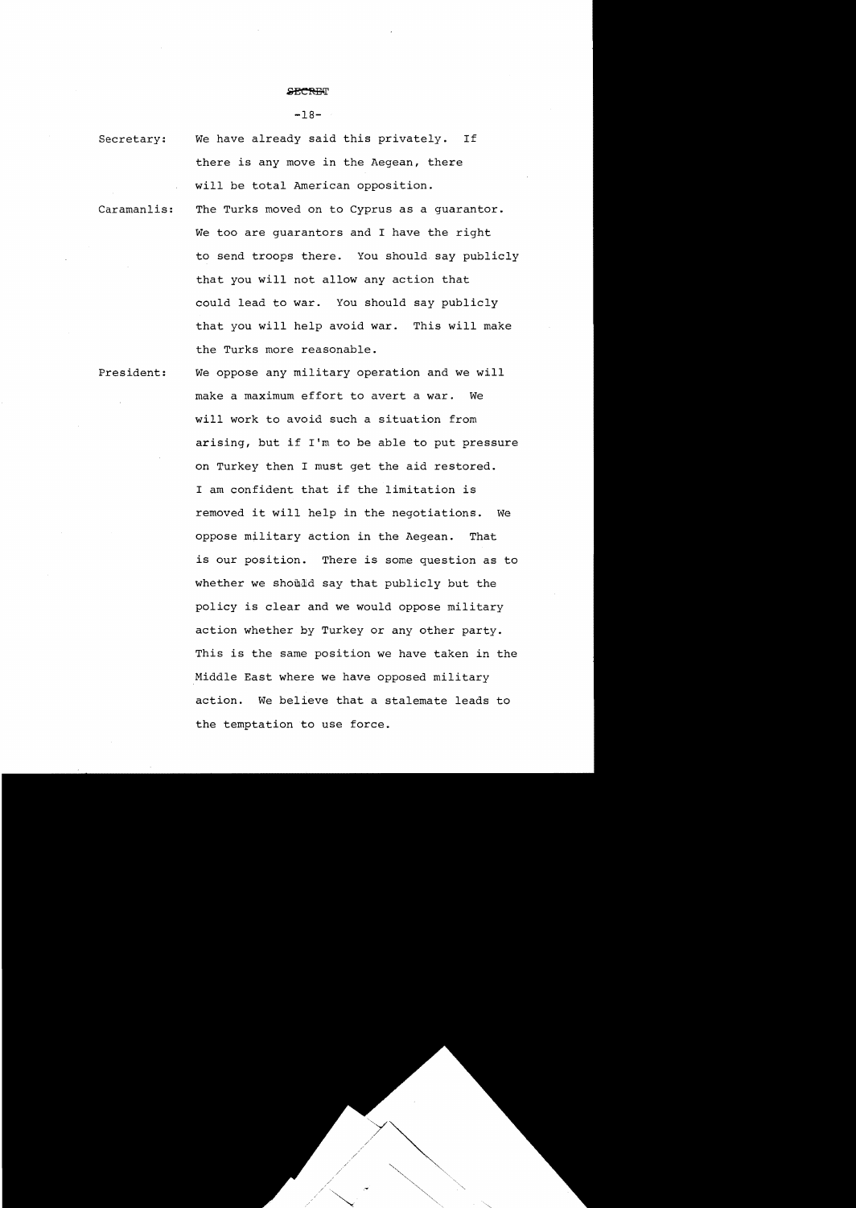SECRET

**Secretary:** We have already said this privately. If there is any move in the Aegean, there will be total American opposition.

**Caramanlis:** The Turks moved on to Cyprus as a guarantor. We too are guarantors and I have the right to send troops there. You should say publicly that you will not allow any action that could lead to war. You should say publicly that you will help avoid war. This will make the Turks more reasonable.

**President:** We oppose any military operation and we will make a maximum effort to avert a war. We will work to avoid such a situation from arising, but if I'm to be able to put pressure on Turkey then I must get the aid restored. I am confident that if the limitation is removed it will help in the negotiations. We oppose military action in the Aegean. That is our position. There is some question as to whether we should say that publicly but the policy is clear and we would oppose military action whether by Turkey or any other party. This is the same position we have taken in the Middle East where we have opposed military action. We believe that a stalemate leads to the temptation to use force.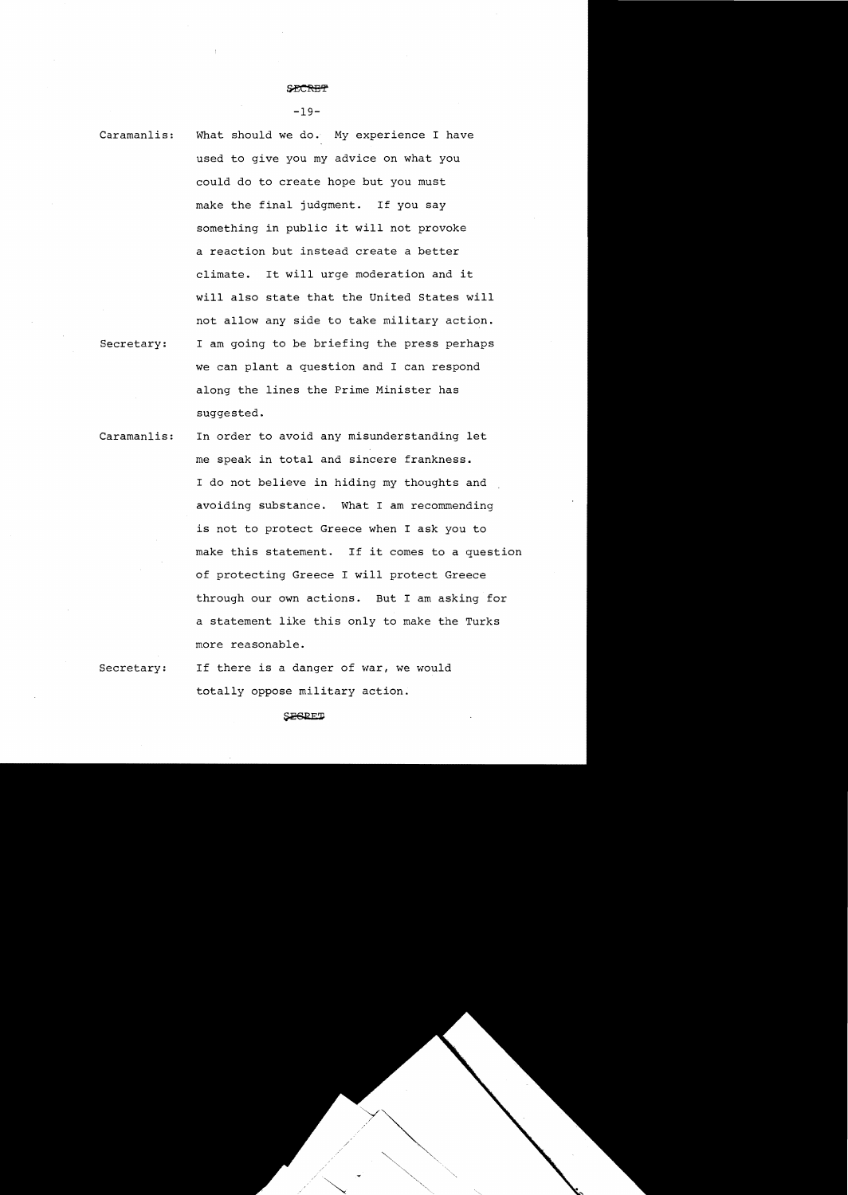SECRET

Caramanlis: What should we do. My experience I have used to give you my advice on what you could do to create hope but you must make the final judgment. If you say something in public it will not provoke a reaction but instead create a better climate. It will urge moderation and it will also state that the United States will not allow any side to take military action.

Secretary: I am going to be briefing the press perhaps we can plant a question and I can respond along the lines the Prime Minister has suggested.

Caramanlis: In order to avoid any misunderstanding let me speak in total and sincere frankness. I do not believe in hiding my thoughts and avoiding substance. What I am recommending is not to protect Greece when I ask you to make this statement. If it comes to a question of protecting Greece I will protect Greece through our own actions. But I am asking for a statement like this only to make the Turks more reasonable.

Secretary: If there is a danger of war, we would totally oppose military action.

SECRET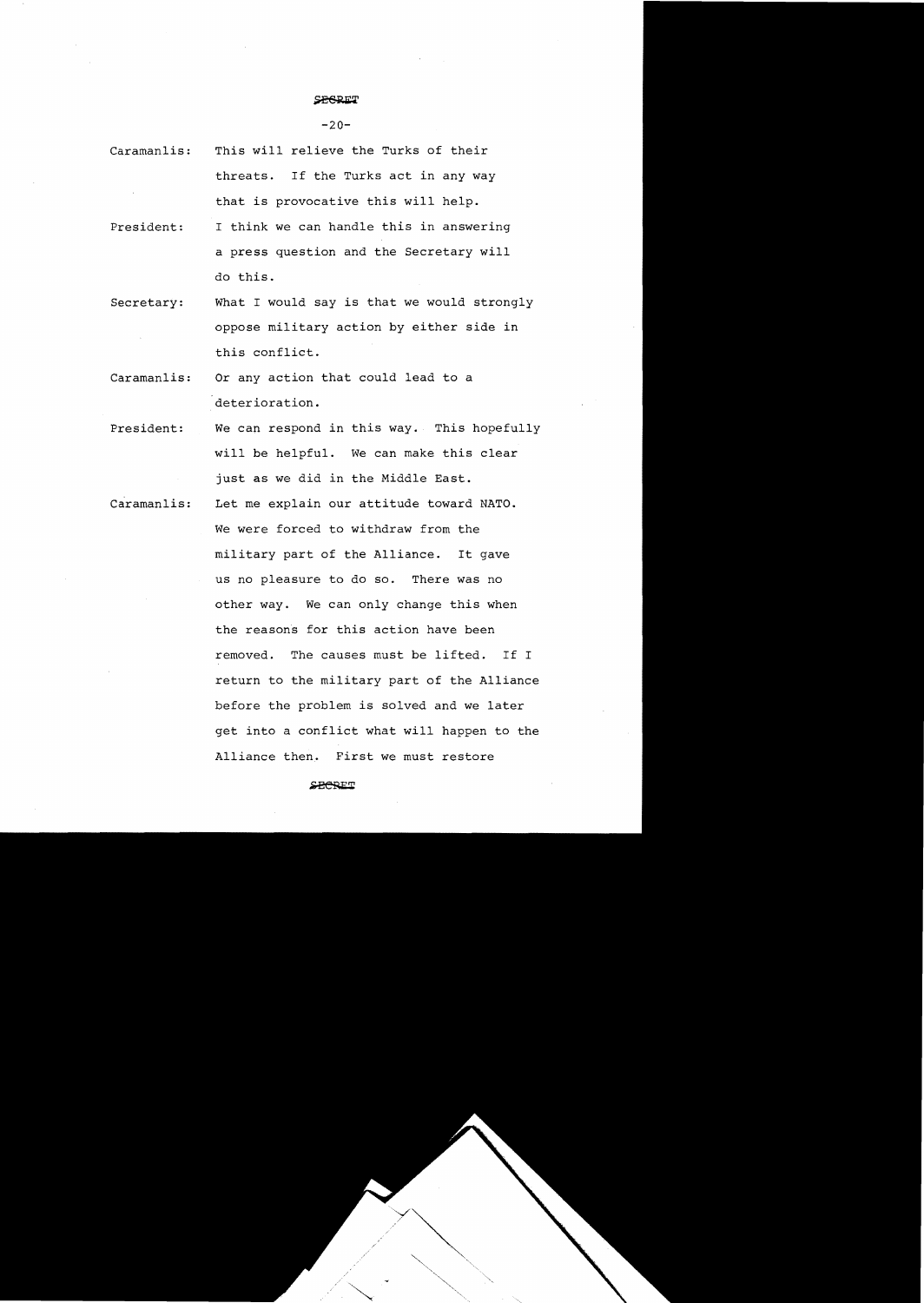SECRET

Caramanlis: This will relieve the Turks of their threats. If the Turks act in any way that is provocative this will help.

President: I think we can handle this in answering a press question and the Secretary will do this.

Secretary: What I would say is that we would strongly oppose military action by either side in this conflict.

Caramanlis: Or any action that could lead to a deterioration.

President: We can respond in this way. This hopefully will be helpful. We can make this clear just as we did in the Middle East.

Caramanlis: Let me explain our attitude toward NATO. We were forced to withdraw from the military part of the Alliance. It gave us no pleasure to do so. There was no other way. We can only change this when the reasons for this action have been removed. The causes must be lifted. If I return to the military part of the Alliance before the problem is solved and we later get into a conflict what will happen to the Alliance then. First we must restore

SECRET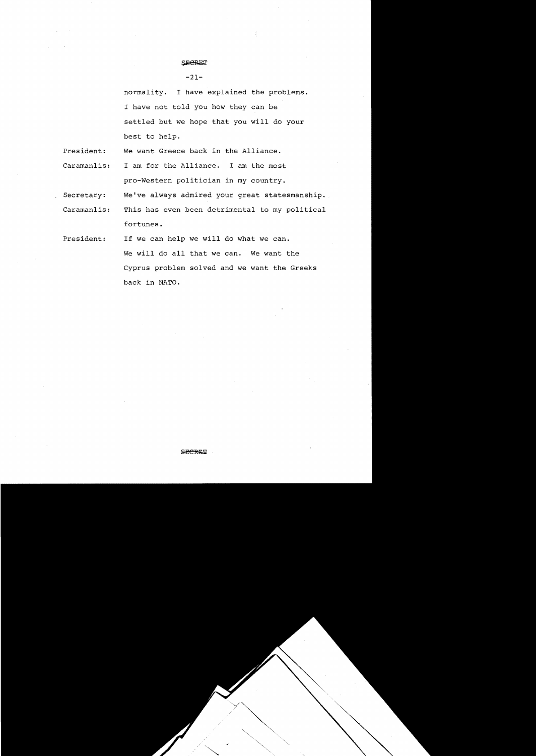SECRET

normality. I have explained the problems. I have not told you how they can be settled but we hope that you will do your best to help.

President: We want Greece back in the Alliance.

Caramanlis: I am for the Alliance. I am the most pro-Western politician in my country.

Secretary: We've always admired your great statesmanship.

Caramanlis: This has even been detrimental to my political fortunes.

President: If we can help we will do what we can. We will do all that we can. We want the Cyprus problem solved and we want the Greeks back in NATO.

SECRET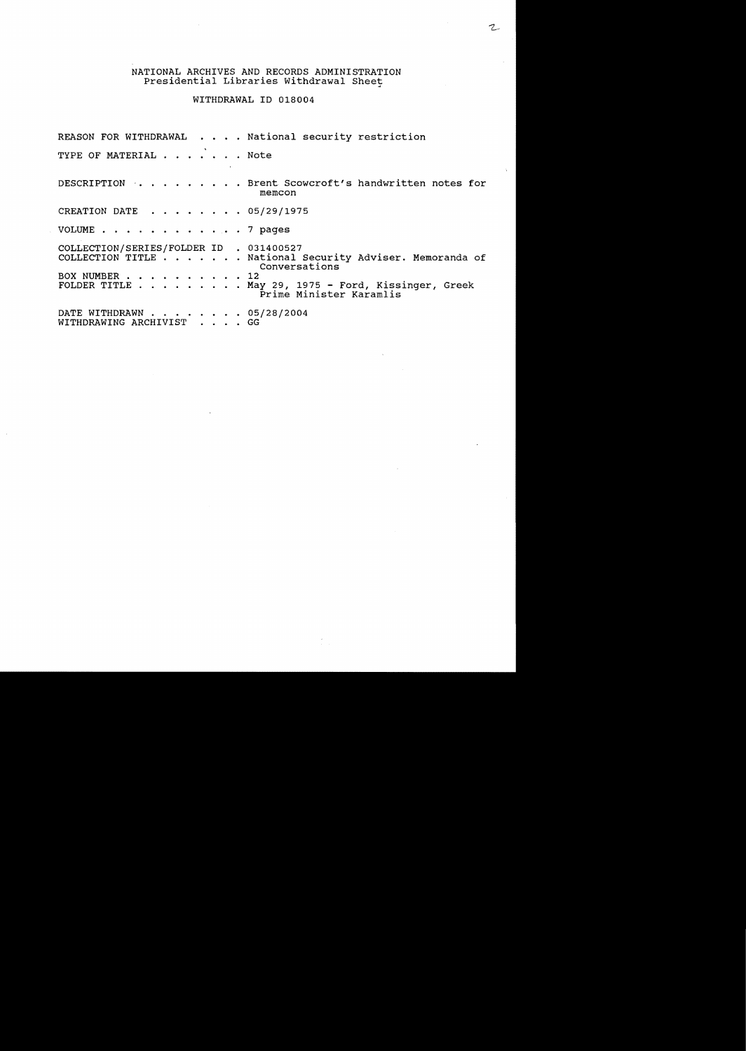NATIONAL ARCHIVES AND RECORDS ADMINISTRATION
Presidential Libraries Withdrawal Sheet

WITHDRAWAL ID 018004

REASON FOR WITHDRAWAL . . . . National security restriction

TYPE OF MATERIAL . . . . . . . Note

DESCRIPTION . . . . . . . . . Brent Scowcroft's handwritten notes for memcon

CREATION DATE . . . . . . . . 05/29/1975

VOLUME . . . . . . . . . . . . 7 pages

COLLECTION/SERIES/FOLDER ID . 031400527
COLLECTION TITLE . . . . . . . National Security Adviser. Memoranda of Conversations
BOX NUMBER . . . . . . . . . . 12
FOLDER TITLE . . . . . . . . . May 29, 1975 - Ford, Kissinger, Greek Prime Minister Karamlis

DATE WITHDRAWN . . . . . . . . 05/28/2004
WITHDRAWING ARCHIVIST . . . . GG